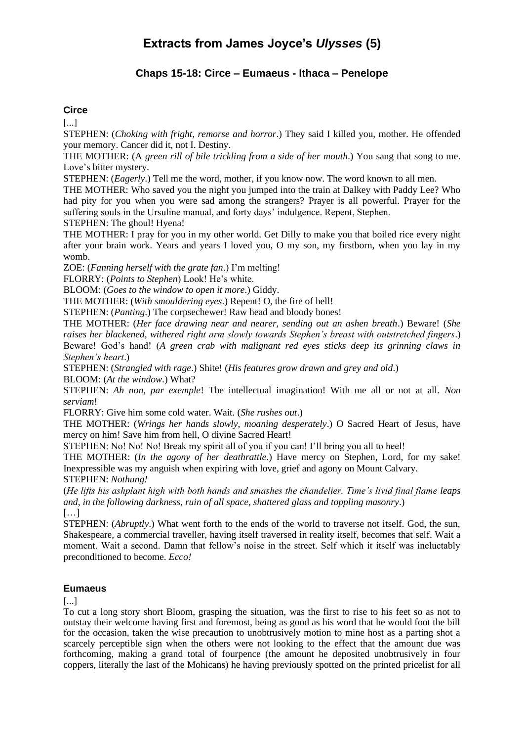# Extracts from James Joyce's *Ulysses* (5)

### Chaps 15-18: Circe – Eumaeus - Ithaca – Penelope

**Circe**

[...]

STEPHEN: (*Choking with fright, remorse and horror*.) They said I killed you, mother. He offended your memory. Cancer did it, not I. Destiny.

THE MOTHER: (A *green rill of bile trickling from a side of her mouth*.) You sang that song to me. Love's bitter mystery.

STEPHEN: (*Eagerly*.) Tell me the word, mother, if you know now. The word known to all men.

THE MOTHER: Who saved you the night you jumped into the train at Dalkey with Paddy Lee? Who had pity for you when you were sad among the strangers? Prayer is all powerful. Prayer for the suffering souls in the Ursuline manual, and forty days' indulgence. Repent, Stephen.

STEPHEN: The ghoul! Hyena!

THE MOTHER: I pray for you in my other world. Get Dilly to make you that boiled rice every night after your brain work. Years and years I loved you, O my son, my firstborn, when you lay in my womb.

ZOE: (*Fanning herself with the grate fan*.) I'm melting!

FLORRY: (*Points to Stephen*) Look! He's white.

BLOOM: (*Goes to the window to open it more*.) Giddy.

THE MOTHER: (*With smouldering eyes*.) Repent! O, the fire of hell!

STEPHEN: (*Panting*.) The corpsechewer! Raw head and bloody bones!

THE MOTHER: (*Her face drawing near and nearer, sending out an ashen breath*.) Beware! (*She raises her blackened, withered right arm slowly towards Stephen's breast with outstretched fingers*.) Beware! God's hand! (*A green crab with malignant red eyes sticks deep its grinning claws in Stephen's heart*.)

STEPHEN: (*Strangled with rage*.) Shite! (*His features grow drawn and grey and old*.)

BLOOM: (*At the window*.) What?

STEPHEN: *Ah non, par exemple*! The intellectual imagination! With me all or not at all. *Non serviam*!

FLORRY: Give him some cold water. Wait. (*She rushes out*.)

THE MOTHER: (*Wrings her hands slowly, moaning desperately*.) O Sacred Heart of Jesus, have mercy on him! Save him from hell, O divine Sacred Heart!

STEPHEN: No! No! No! Break my spirit all of you if you can! I'll bring you all to heel!

THE MOTHER: (*In the agony of her deathrattle*.) Have mercy on Stephen, Lord, for my sake! Inexpressible was my anguish when expiring with love, grief and agony on Mount Calvary.

STEPHEN: *Nothung!*

(*He lifts his ashplant high with both hands and smashes the chandelier. Time's livid final flame leaps and, in the following darkness, ruin of all space, shattered glass and toppling masonry*.)

[…]

STEPHEN: (*Abruptly*.) What went forth to the ends of the world to traverse not itself. God, the sun, Shakespeare, a commercial traveller, having itself traversed in reality itself, becomes that self. Wait a moment. Wait a second. Damn that fellow's noise in the street. Self which it itself was ineluctably preconditioned to become. *Ecco!*

**Eumaeus**

[...]

To cut a long story short Bloom, grasping the situation, was the first to rise to his feet so as not to outstay their welcome having first and foremost, being as good as his word that he would foot the bill for the occasion, taken the wise precaution to unobtrusively motion to mine host as a parting shot a scarcely perceptible sign when the others were not looking to the effect that the amount due was forthcoming, making a grand total of fourpence (the amount he deposited unobtrusively in four coppers, literally the last of the Mohicans) he having previously spotted on the printed pricelist for all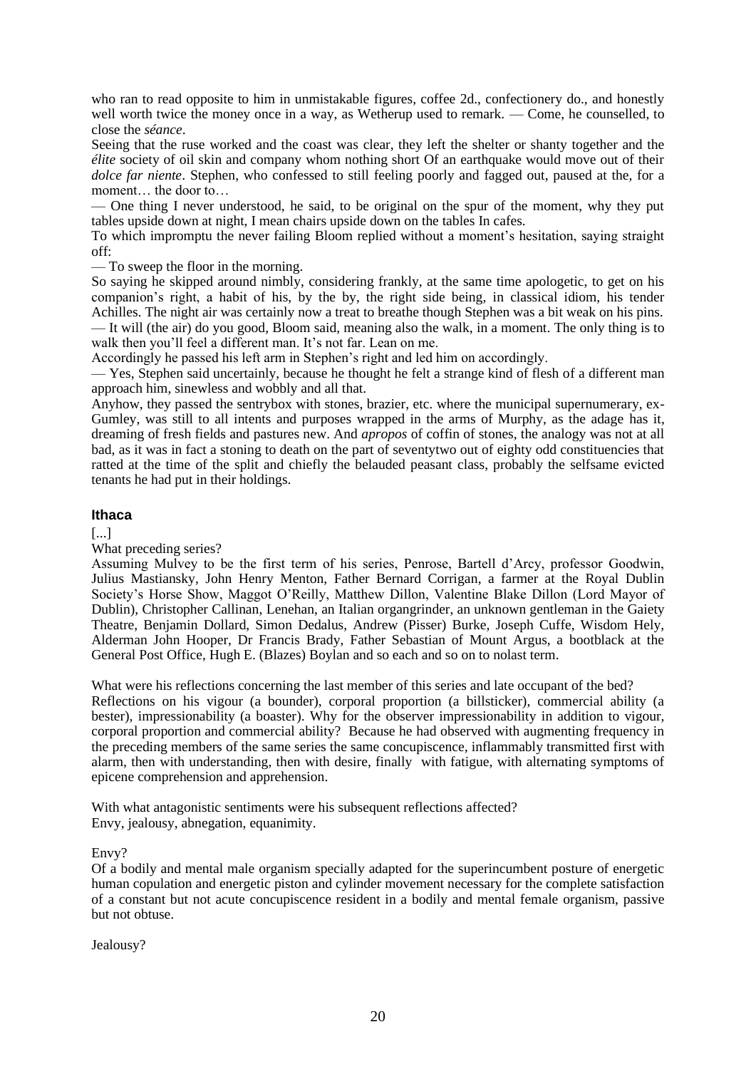who ran to read opposite to him in unmistakable figures, coffee 2d., confectionery do., and honestly well worth twice the money once in a way, as Wetherup used to remark. — Come, he counselled, to close the *séance*.

Seeing that the ruse worked and the coast was clear, they left the shelter or shanty together and the *élite* society of oil skin and company whom nothing short Of an earthquake would move out of their *dolce far niente*. Stephen, who confessed to still feeling poorly and fagged out, paused at the, for a moment… the door to…

— One thing I never understood, he said, to be original on the spur of the moment, why they put tables upside down at night, I mean chairs upside down on the tables In cafes.

To which impromptu the never failing Bloom replied without a moment's hesitation, saying straight off:

— To sweep the floor in the morning.

So saying he skipped around nimbly, considering frankly, at the same time apologetic, to get on his companion's right, a habit of his, by the by, the right side being, in classical idiom, his tender Achilles. The night air was certainly now a treat to breathe though Stephen was a bit weak on his pins.

— It will (the air) do you good, Bloom said, meaning also the walk, in a moment. The only thing is to walk then you'll feel a different man. It's not far. Lean on me.

Accordingly he passed his left arm in Stephen's right and led him on accordingly.

— Yes, Stephen said uncertainly, because he thought he felt a strange kind of flesh of a different man approach him, sinewless and wobbly and all that.

Anyhow, they passed the sentrybox with stones, brazier, etc. where the municipal supernumerary, ex-Gumley, was still to all intents and purposes wrapped in the arms of Murphy, as the adage has it, dreaming of fresh fields and pastures new. And *apropos* of coffin of stones, the analogy was not at all bad, as it was in fact a stoning to death on the part of seventytwo out of eighty odd constituencies that ratted at the time of the split and chiefly the belauded peasant class, probably the selfsame evicted tenants he had put in their holdings.

### Ithaca

[...]

What preceding series?

Assuming Mulvey to be the first term of his series, Penrose, Bartell d'Arcy, professor Goodwin, Julius Mastiansky, John Henry Menton, Father Bernard Corrigan, a farmer at the Royal Dublin Society's Horse Show, Maggot O'Reilly, Matthew Dillon, Valentine Blake Dillon (Lord Mayor of Dublin), Christopher Callinan, Lenehan, an Italian organgrinder, an unknown gentleman in the Gaiety Theatre, Benjamin Dollard, Simon Dedalus, Andrew (Pisser) Burke, Joseph Cuffe, Wisdom Hely, Alderman John Hooper, Dr Francis Brady, Father Sebastian of Mount Argus, a bootblack at the General Post Office, Hugh E. (Blazes) Boylan and so each and so on to nolast term.

What were his reflections concerning the last member of this series and late occupant of the bed?

Reflections on his vigour (a bounder), corporal proportion (a billsticker), commercial ability (a bester), impressionability (a boaster). Why for the observer impressionability in addition to vigour, corporal proportion and commercial ability? Because he had observed with augmenting frequency in the preceding members of the same series the same concupiscence, inflammably transmitted first with alarm, then with understanding, then with desire, finally with fatigue, with alternating symptoms of epicene comprehension and apprehension.

With what antagonistic sentiments were his subsequent reflections affected?

Envy, jealousy, abnegation, equanimity.

Envy?

Of a bodily and mental male organism specially adapted for the superincumbent posture of energetic human copulation and energetic piston and cylinder movement necessary for the complete satisfaction of a constant but not acute concupiscence resident in a bodily and mental female organism, passive but not obtuse.

Jealousy?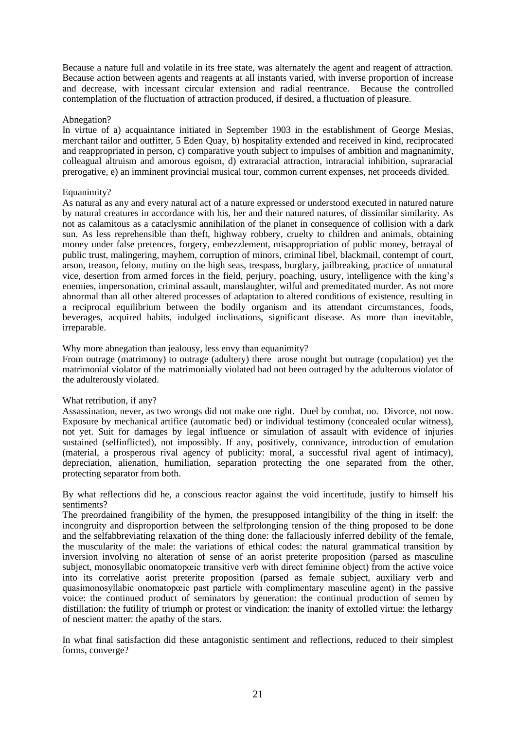Because a nature full and volatile in its free state, was alternately the agent and reagent of attraction. Because action between agents and reagents at all instants varied, with inverse proportion of increase and decrease, with incessant circular extension and radial reentrance. Because the controlled contemplation of the fluctuation of attraction produced, if desired, a fluctuation of pleasure.

Abnegation?

In virtue of a) acquaintance initiated in September 1903 in the establishment of George Mesias, merchant tailor and outfitter, 5 Eden Quay, b) hospitality extended and received in kind, reciprocated and reappropriated in person, c) comparative youth subject to impulses of ambition and magnanimity, colleagual altruism and amorous egoism, d) extraracial attraction, intraracial inhibition, supraracial prerogative, e) an imminent provincial musical tour, common current expenses, net proceeds divided.

Equanimity?

As natural as any and every natural act of a nature expressed or understood executed in natured nature by natural creatures in accordance with his, her and their natured natures, of dissimilar similarity. As not as calamitous as a cataclysmic annihilation of the planet in consequence of collision with a dark sun. As less reprehensible than theft, highway robbery, cruelty to children and animals, obtaining money under false pretences, forgery, embezzlement, misappropriation of public money, betrayal of public trust, malingering, mayhem, corruption of minors, criminal libel, blackmail, contempt of court, arson, treason, felony, mutiny on the high seas, trespass, burglary, jailbreaking, practice of unnatural vice, desertion from armed forces in the field, perjury, poaching, usury, intelligence with the king's enemies, impersonation, criminal assault, manslaughter, wilful and premeditated murder. As not more abnormal than all other altered processes of adaptation to altered conditions of existence, resulting in a reciprocal equilibrium between the bodily organism and its attendant circumstances, foods, beverages, acquired habits, indulged inclinations, significant disease. As more than inevitable, irreparable.

Why more abnegation than jealousy, less envy than equanimity?

From outrage (matrimony) to outrage (adultery) there arose nought but outrage (copulation) yet the matrimonial violator of the matrimonially violated had not been outraged by the adulterous violator of the adulterously violated.

What retribution, if any?

Assassination, never, as two wrongs did not make one right. Duel by combat, no. Divorce, not now. Exposure by mechanical artifice (automatic bed) or individual testimony (concealed ocular witness), not yet. Suit for damages by legal influence or simulation of assault with evidence of injuries sustained (selfinflicted), not impossibly. If any, positively, connivance, introduction of emulation (material, a prosperous rival agency of publicity: moral, a successful rival agent of intimacy), depreciation, alienation, humiliation, separation protecting the one separated from the other, protecting separator from both.

By what reflections did he, a conscious reactor against the void incertitude, justify to himself his sentiments?

The preordained frangibility of the hymen, the presupposed intangibility of the thing in itself: the incongruity and disproportion between the selfprolonging tension of the thing proposed to be done and the selfabbreviating relaxation of the thing done: the fallaciously inferred debility of the female, the muscularity of the male: the variations of ethical codes: the natural grammatical transition by inversion involving no alteration of sense of an aorist preterite proposition (parsed as masculine subject, monosyllabic onomatopœic transitive verb with direct feminine object) from the active voice into its correlative aorist preterite proposition (parsed as female subject, auxiliary verb and quasimonosyllabic onomatopœic past particle with complimentary masculine agent) in the passive voice: the continued product of seminators by generation: the continual production of semen by distillation: the futility of triumph or protest or vindication: the inanity of extolled virtue: the lethargy of nescient matter: the apathy of the stars.

In what final satisfaction did these antagonistic sentiment and reflections, reduced to their simplest forms, converge?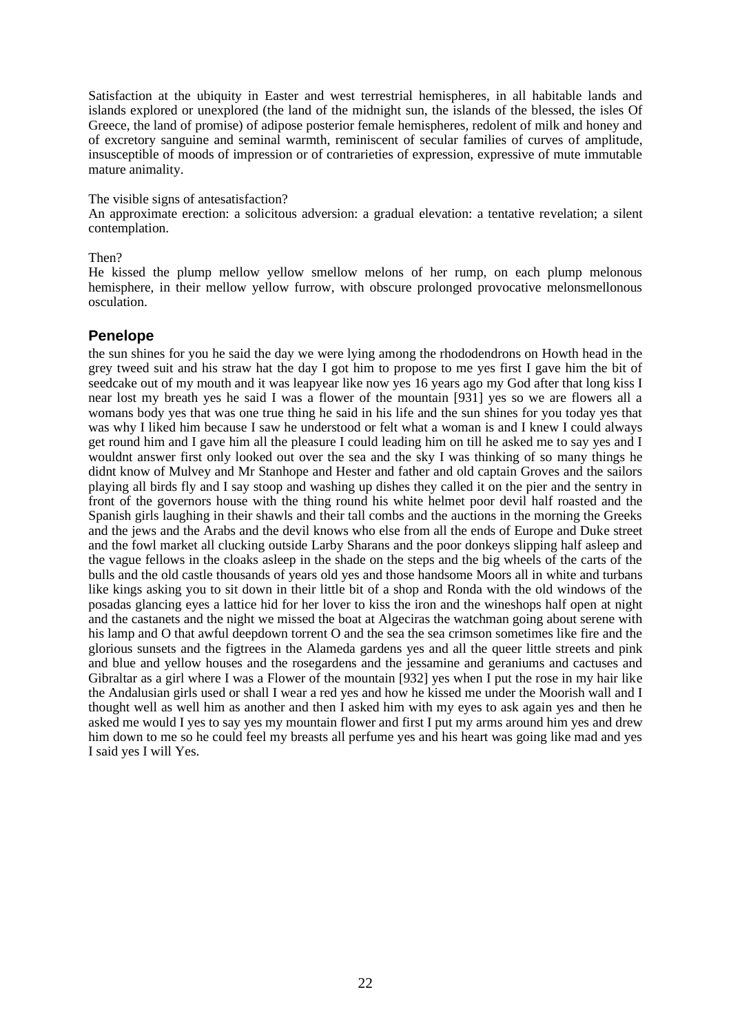Satisfaction at the ubiquity in Easter and west terrestrial hemispheres, in all habitable lands and islands explored or unexplored (the land of the midnight sun, the islands of the blessed, the isles Of Greece, the land of promise) of adipose posterior female hemispheres, redolent of milk and honey and of excretory sanguine and seminal warmth, reminiscent of secular families of curves of amplitude, insusceptible of moods of impression or of contrarieties of expression, expressive of mute immutable mature animality.

The visible signs of antesatisfaction?
An approximate erection: a solicitous adversion: a gradual elevation: a tentative revelation; a silent contemplation.

Then?
He kissed the plump mellow yellow smellow melons of her rump, on each plump melonous hemisphere, in their mellow yellow furrow, with obscure prolonged provocative melonsmellonous osculation.

## Penelope

the sun shines for you he said the day we were lying among the rhododendrons on Howth head in the grey tweed suit and his straw hat the day I got him to propose to me yes first I gave him the bit of seedcake out of my mouth and it was leapyear like now yes 16 years ago my God after that long kiss I near lost my breath yes he said I was a flower of the mountain [931] yes so we are flowers all a womans body yes that was one true thing he said in his life and the sun shines for you today yes that was why I liked him because I saw he understood or felt what a woman is and I knew I could always get round him and I gave him all the pleasure I could leading him on till he asked me to say yes and I wouldnt answer first only looked out over the sea and the sky I was thinking of so many things he didnt know of Mulvey and Mr Stanhope and Hester and father and old captain Groves and the sailors playing all birds fly and I say stoop and washing up dishes they called it on the pier and the sentry in front of the governors house with the thing round his white helmet poor devil half roasted and the Spanish girls laughing in their shawls and their tall combs and the auctions in the morning the Greeks and the jews and the Arabs and the devil knows who else from all the ends of Europe and Duke street and the fowl market all clucking outside Larby Sharans and the poor donkeys slipping half asleep and the vague fellows in the cloaks asleep in the shade on the steps and the big wheels of the carts of the bulls and the old castle thousands of years old yes and those handsome Moors all in white and turbans like kings asking you to sit down in their little bit of a shop and Ronda with the old windows of the posadas glancing eyes a lattice hid for her lover to kiss the iron and the wineshops half open at night and the castanets and the night we missed the boat at Algeciras the watchman going about serene with his lamp and O that awful deepdown torrent O and the sea the sea crimson sometimes like fire and the glorious sunsets and the figtrees in the Alameda gardens yes and all the queer little streets and pink and blue and yellow houses and the rosegardens and the jessamine and geraniums and cactuses and Gibraltar as a girl where I was a Flower of the mountain [932] yes when I put the rose in my hair like the Andalusian girls used or shall I wear a red yes and how he kissed me under the Moorish wall and I thought well as well him as another and then I asked him with my eyes to ask again yes and then he asked me would I yes to say yes my mountain flower and first I put my arms around him yes and drew him down to me so he could feel my breasts all perfume yes and his heart was going like mad and yes I said yes I will Yes.